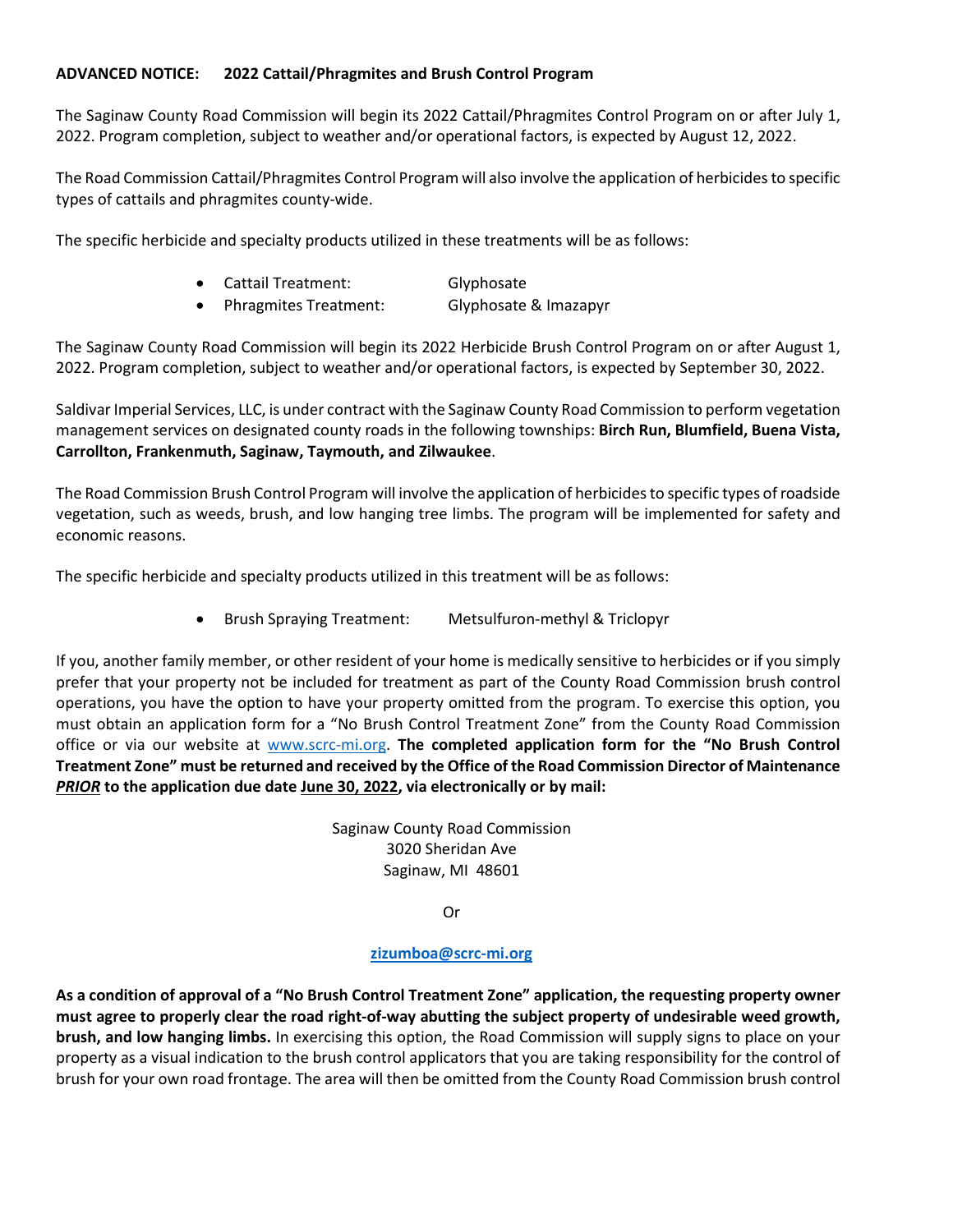**ADVANCED NOTICE: 2022 Cattail/Phragmites and Brush Control Program**

The Saginaw County Road Commission will begin its 2022 Cattail/Phragmites Control Program on or after July 1, 2022. Program completion, subject to weather and/or operational factors, is expected by August 12, 2022.

The Road Commission Cattail/Phragmites Control Program will also involve the application of herbicides to specific types of cattails and phragmites county-wide.

The specific herbicide and specialty products utilized in these treatments will be as follows:

- Cattail Treatment: Glyphosate
- Phragmites Treatment: Glyphosate & Imazapyr

The Saginaw County Road Commission will begin its 2022 Herbicide Brush Control Program on or after August 1, 2022. Program completion, subject to weather and/or operational factors, is expected by September 30, 2022.

Saldivar Imperial Services, LLC, is under contract with the Saginaw County Road Commission to perform vegetation management services on designated county roads in the following townships: **Birch Run, Blumfield, Buena Vista, Carrollton, Frankenmuth, Saginaw, Taymouth, and Zilwaukee**.

The Road Commission Brush Control Program will involve the application of herbicides to specific types of roadside vegetation, such as weeds, brush, and low hanging tree limbs. The program will be implemented for safety and economic reasons.

The specific herbicide and specialty products utilized in this treatment will be as follows:

- Brush Spraying Treatment: Metsulfuron-methyl & Triclopyr

If you, another family member, or other resident of your home is medically sensitive to herbicides or if you simply prefer that your property not be included for treatment as part of the County Road Commission brush control operations, you have the option to have your property omitted from the program. To exercise this option, you must obtain an application form for a "No Brush Control Treatment Zone" from the County Road Commission office or via our website at www.scrc-mi.org. **The completed application form for the "No Brush Control Treatment Zone" must be returned and received by the Office of the Road Commission Director of Maintenance *PRIOR* to the application due date June 30, 2022, via electronically or by mail:**

Saginaw County Road Commission
3020 Sheridan Ave
Saginaw, MI 48601

Or

**zizumboa@scrc-mi.org**

**As a condition of approval of a "No Brush Control Treatment Zone" application, the requesting property owner must agree to properly clear the road right-of-way abutting the subject property of undesirable weed growth, brush, and low hanging limbs.** In exercising this option, the Road Commission will supply signs to place on your property as a visual indication to the brush control applicators that you are taking responsibility for the control of brush for your own road frontage. The area will then be omitted from the County Road Commission brush control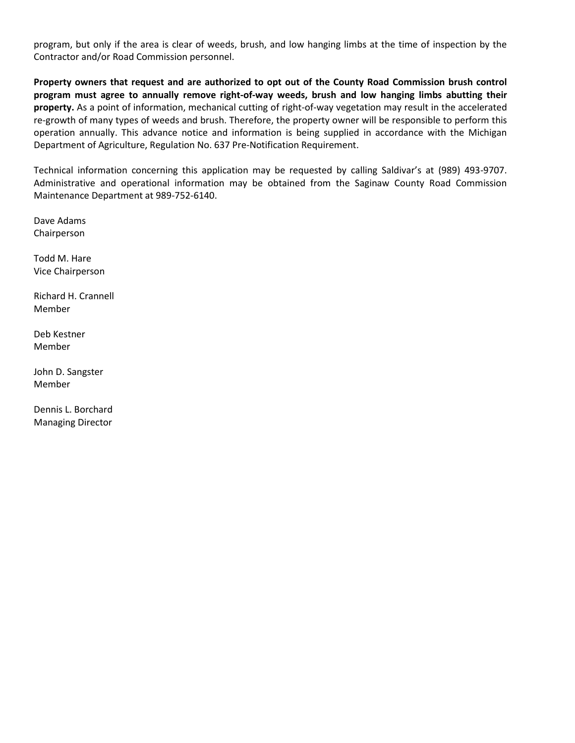program, but only if the area is clear of weeds, brush, and low hanging limbs at the time of inspection by the Contractor and/or Road Commission personnel.

**Property owners that request and are authorized to opt out of the County Road Commission brush control program must agree to annually remove right-of-way weeds, brush and low hanging limbs abutting their property.** As a point of information, mechanical cutting of right-of-way vegetation may result in the accelerated re-growth of many types of weeds and brush. Therefore, the property owner will be responsible to perform this operation annually. This advance notice and information is being supplied in accordance with the Michigan Department of Agriculture, Regulation No. 637 Pre-Notification Requirement.

Technical information concerning this application may be requested by calling Saldivar's at (989) 493-9707. Administrative and operational information may be obtained from the Saginaw County Road Commission Maintenance Department at 989-752-6140.

Dave Adams
Chairperson

Todd M. Hare
Vice Chairperson

Richard H. Crannell
Member

Deb Kestner
Member

John D. Sangster
Member

Dennis L. Borchard
Managing Director